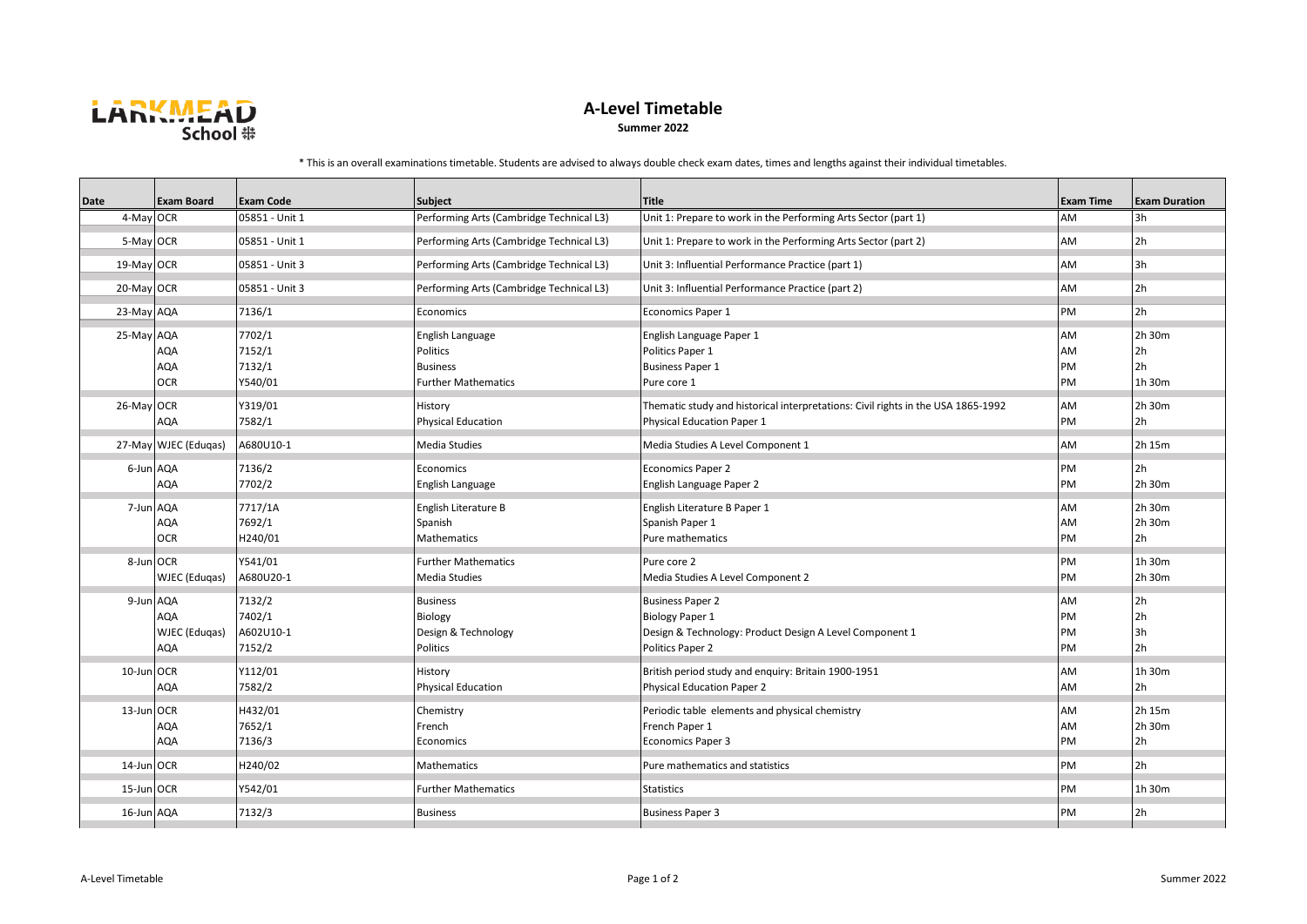LARKMEAD School

# A-Level Timetable

**Summer 2022**

* This is an overall examinations timetable. Students are advised to always double check exam dates, times and lengths against their individual timetables.

| Date | Exam Board | Exam Code | Subject | Title | Exam Time | Exam Duration |
|---|---|---|---|---|---|---|
| 4-May | OCR | 05851 - Unit 1 | Performing Arts (Cambridge Technical L3) | Unit 1: Prepare to work in the Performing Arts Sector (part 1) | AM | 3h |
| 5-May | OCR | 05851 - Unit 1 | Performing Arts (Cambridge Technical L3) | Unit 1: Prepare to work in the Performing Arts Sector (part 2) | AM | 2h |
| 19-May | OCR | 05851 - Unit 3 | Performing Arts (Cambridge Technical L3) | Unit 3: Influential Performance Practice (part 1) | AM | 3h |
| 20-May | OCR | 05851 - Unit 3 | Performing Arts (Cambridge Technical L3) | Unit 3: Influential Performance Practice (part 2) | AM | 2h |
| 23-May | AQA | 7136/1 | Economics | Economics Paper 1 | PM | 2h |
| 25-May | AQA | 7702/1 | English Language | English Language Paper 1 | AM | 2h 30m |
| | AQA | 7152/1 | Politics | Politics Paper 1 | AM | 2h |
| | AQA | 7132/1 | Business | Business Paper 1 | PM | 2h |
| | OCR | Y540/01 | Further Mathematics | Pure core 1 | PM | 1h 30m |
| 26-May | OCR | Y319/01 | History | Thematic study and historical interpretations: Civil rights in the USA 1865-1992 | AM | 2h 30m |
| | AQA | 7582/1 | Physical Education | Physical Education Paper 1 | PM | 2h |
| 27-May | WJEC (Eduqas) | A680U10-1 | Media Studies | Media Studies A Level Component 1 | AM | 2h 15m |
| 6-Jun | AQA | 7136/2 | Economics | Economics Paper 2 | PM | 2h |
| | AQA | 7702/2 | English Language | English Language Paper 2 | PM | 2h 30m |
| 7-Jun | AQA | 7717/1A | English Literature B | English Literature B Paper 1 | AM | 2h 30m |
| | AQA | 7692/1 | Spanish | Spanish Paper 1 | AM | 2h 30m |
| | OCR | H240/01 | Mathematics | Pure mathematics | PM | 2h |
| 8-Jun | OCR | Y541/01 | Further Mathematics | Pure core 2 | PM | 1h 30m |
| | WJEC (Eduqas) | A680U20-1 | Media Studies | Media Studies A Level Component 2 | PM | 2h 30m |
| 9-Jun | AQA | 7132/2 | Business | Business Paper 2 | AM | 2h |
| | AQA | 7402/1 | Biology | Biology Paper 1 | PM | 2h |
| | WJEC (Eduqas) | A602U10-1 | Design & Technology | Design & Technology: Product Design A Level Component 1 | PM | 3h |
| | AQA | 7152/2 | Politics | Politics Paper 2 | PM | 2h |
| 10-Jun | OCR | Y112/01 | History | British period study and enquiry: Britain 1900-1951 | AM | 1h 30m |
| | AQA | 7582/2 | Physical Education | Physical Education Paper 2 | AM | 2h |
| 13-Jun | OCR | H432/01 | Chemistry | Periodic table elements and physical chemistry | AM | 2h 15m |
| | AQA | 7652/1 | French | French Paper 1 | AM | 2h 30m |
| | AQA | 7136/3 | Economics | Economics Paper 3 | PM | 2h |
| 14-Jun | OCR | H240/02 | Mathematics | Pure mathematics and statistics | PM | 2h |
| 15-Jun | OCR | Y542/01 | Further Mathematics | Statistics | PM | 1h 30m |
| 16-Jun | AQA | 7132/3 | Business | Business Paper 3 | PM | 2h |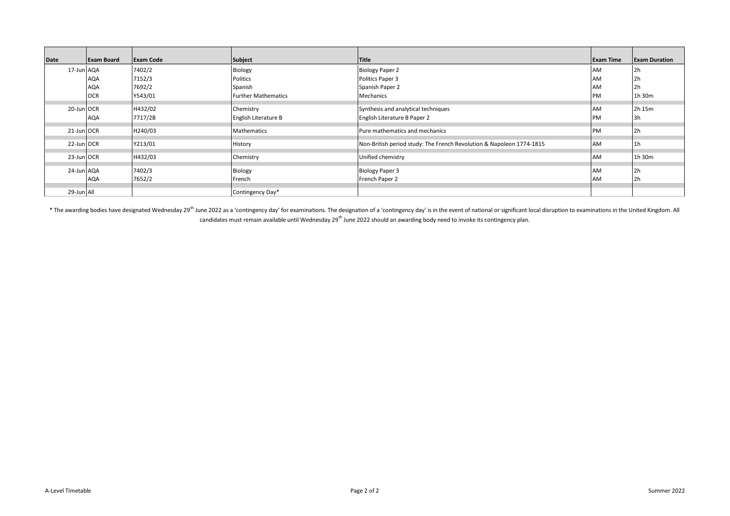| Date | Exam Board | Exam Code | Subject | Title | Exam Time | Exam Duration |
|---|---|---|---|---|---|---|
| 17-Jun | AQA | 7402/2 | Biology | Biology Paper 2 | AM | 2h |
| | AQA | 7152/3 | Politics | Politics Paper 3 | AM | 2h |
| | AQA | 7692/2 | Spanish | Spanish Paper 2 | AM | 2h |
| | OCR | Y543/01 | Further Mathematics | Mechanics | PM | 1h 30m |
| 20-Jun | OCR | H432/02 | Chemistry | Synthesis and analytical techniques | AM | 2h 15m |
| | AQA | 7717/2B | English Literature B | English Literature B Paper 2 | PM | 3h |
| 21-Jun | OCR | H240/03 | Mathematics | Pure mathematics and mechanics | PM | 2h |
| 22-Jun | OCR | Y213/01 | History | Non-British period study: The French Revolution & Napoleon 1774-1815 | AM | 1h |
| 23-Jun | OCR | H432/03 | Chemistry | Unified chemistry | AM | 1h 30m |
| 24-Jun | AQA | 7402/3 | Biology | Biology Paper 3 | AM | 2h |
| | AQA | 7652/2 | French | French Paper 2 | AM | 2h |
| 29-Jun | All | | Contingency Day* | | | |

* The awarding bodies have designated Wednesday 29th June 2022 as a 'contingency day' for examinations. The designation of a 'contingency day' is in the event of national or significant local disruption to examinations in the United Kingdom. All candidates must remain available until Wednesday 29th June 2022 should an awarding body need to invoke its contingency plan.

A-Level Timetable

Summer 2022